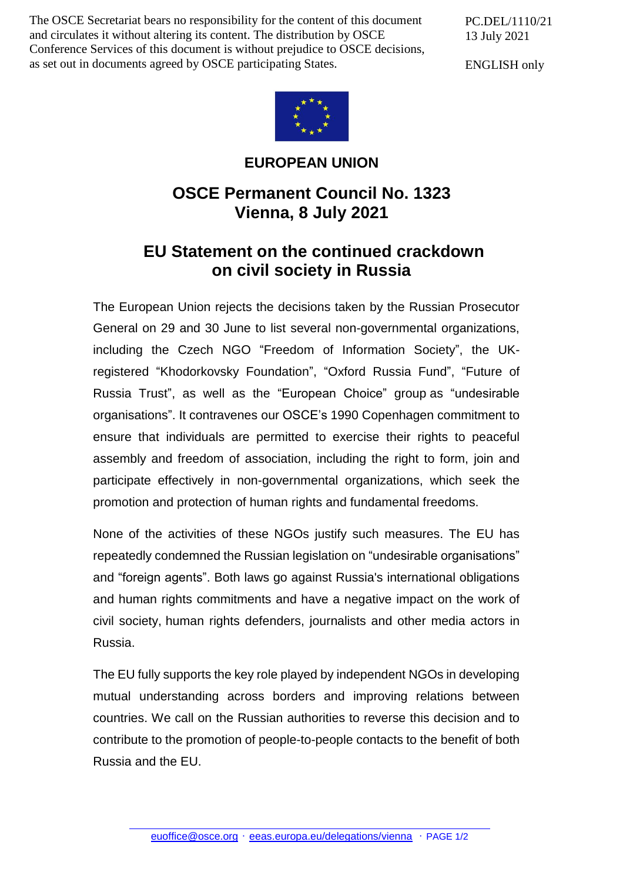The OSCE Secretariat bears no responsibility for the content of this document and circulates it without altering its content. The distribution by OSCE Conference Services of this document is without prejudice to OSCE decisions, as set out in documents agreed by OSCE participating States.

PC.DEL/1110/21
13 July 2021

ENGLISH only

**EUROPEAN UNION**

# OSCE Permanent Council No. 1323
# Vienna, 8 July 2021

## EU Statement on the continued crackdown on civil society in Russia

The European Union rejects the decisions taken by the Russian Prosecutor General on 29 and 30 June to list several non-governmental organizations, including the Czech NGO "Freedom of Information Society", the UK-registered "Khodorkovsky Foundation", "Oxford Russia Fund", "Future of Russia Trust", as well as the "European Choice" group as "undesirable organisations". It contravenes our OSCE's 1990 Copenhagen commitment to ensure that individuals are permitted to exercise their rights to peaceful assembly and freedom of association, including the right to form, join and participate effectively in non-governmental organizations, which seek the promotion and protection of human rights and fundamental freedoms.

None of the activities of these NGOs justify such measures. The EU has repeatedly condemned the Russian legislation on "undesirable organisations" and "foreign agents". Both laws go against Russia's international obligations and human rights commitments and have a negative impact on the work of civil society, human rights defenders, journalists and other media actors in Russia.

The EU fully supports the key role played by independent NGOs in developing mutual understanding across borders and improving relations between countries. We call on the Russian authorities to reverse this decision and to contribute to the promotion of people-to-people contacts to the benefit of both Russia and the EU.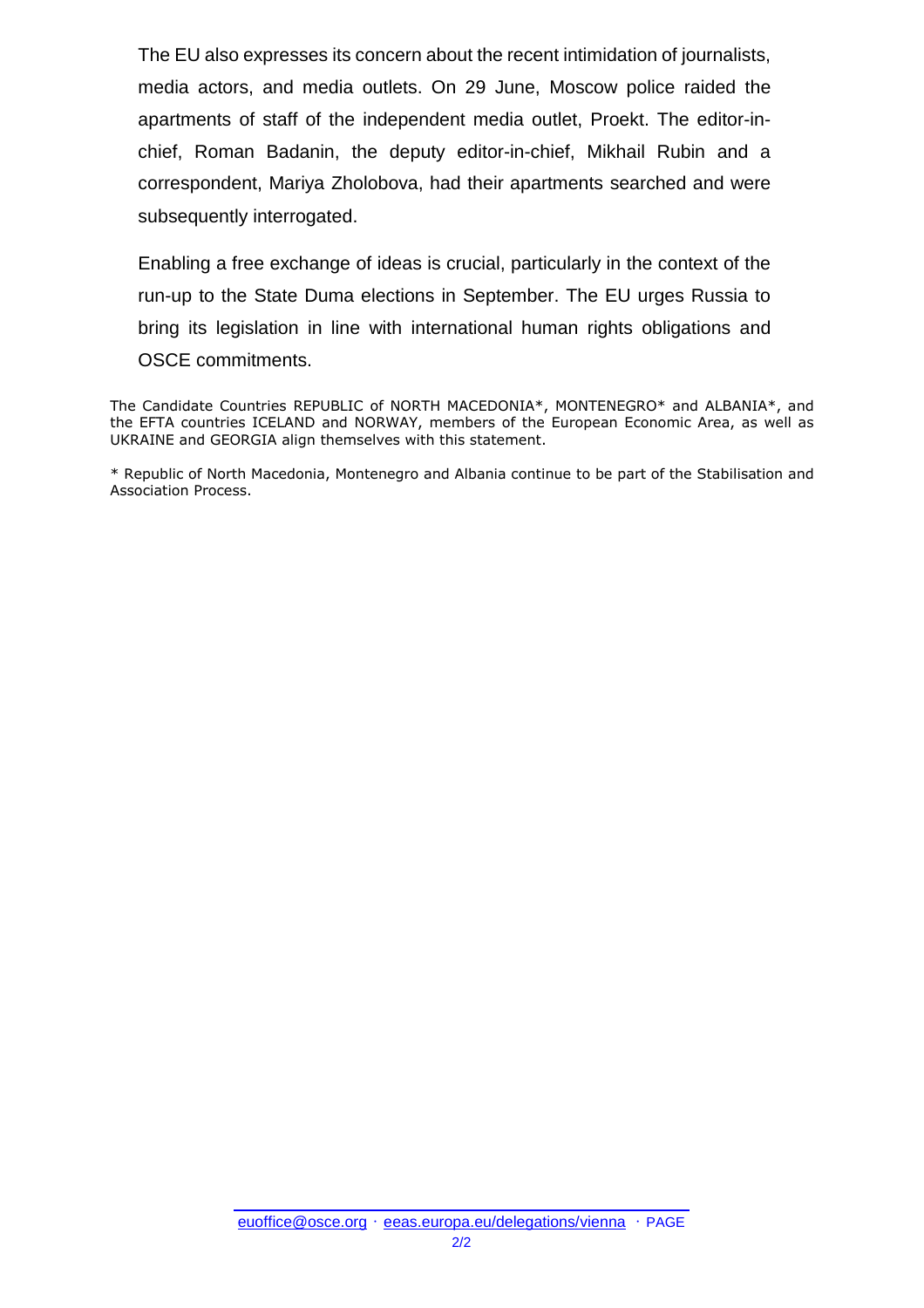The EU also expresses its concern about the recent intimidation of journalists, media actors, and media outlets. On 29 June, Moscow police raided the apartments of staff of the independent media outlet, Proekt. The editor-in-chief, Roman Badanin, the deputy editor-in-chief, Mikhail Rubin and a correspondent, Mariya Zholobova, had their apartments searched and were subsequently interrogated.

Enabling a free exchange of ideas is crucial, particularly in the context of the run-up to the State Duma elections in September. The EU urges Russia to bring its legislation in line with international human rights obligations and OSCE commitments.

The Candidate Countries REPUBLIC of NORTH MACEDONIA*, MONTENEGRO* and ALBANIA*, and the EFTA countries ICELAND and NORWAY, members of the European Economic Area, as well as UKRAINE and GEORGIA align themselves with this statement.

* Republic of North Macedonia, Montenegro and Albania continue to be part of the Stabilisation and Association Process.